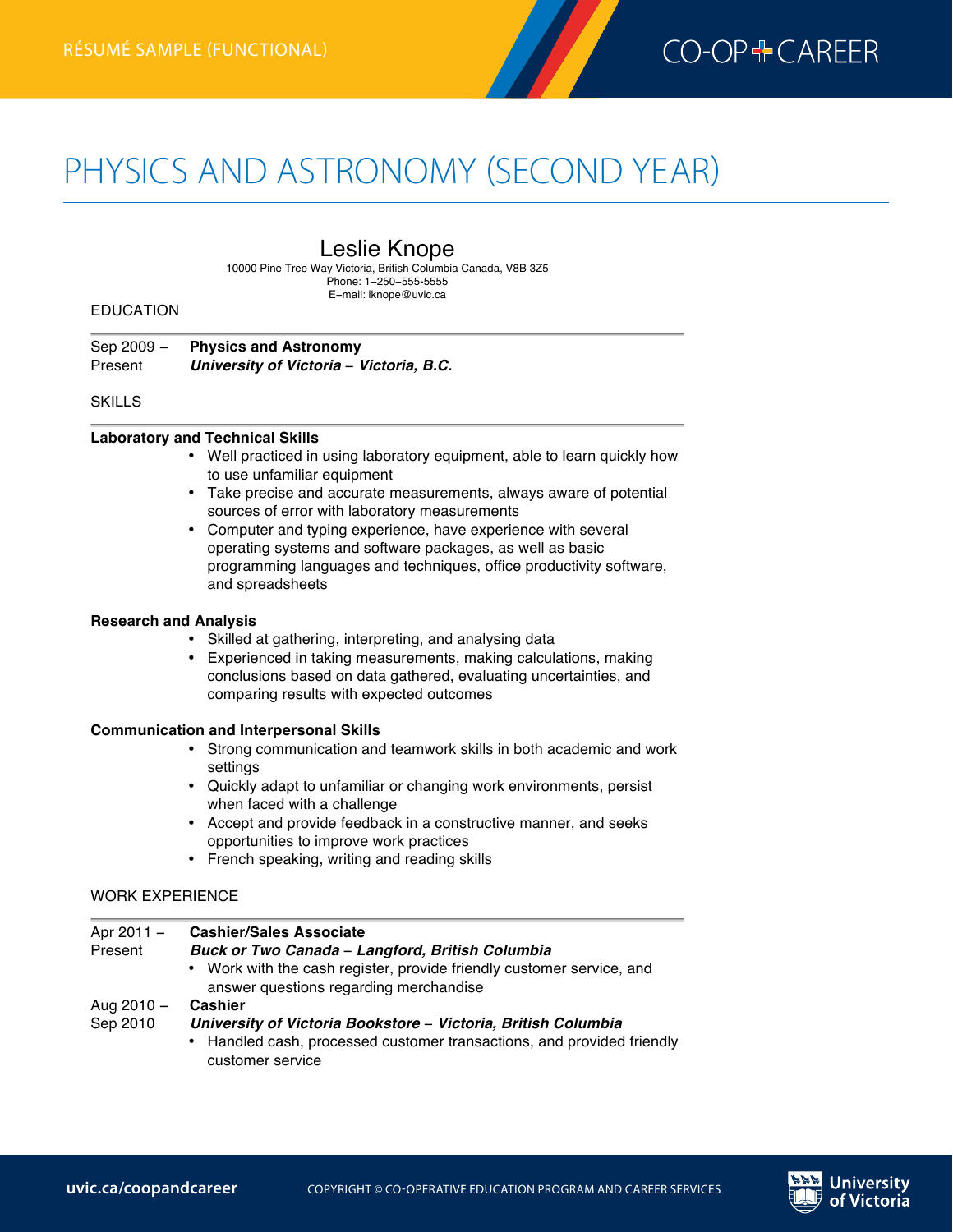RÉSUMÉ SAMPLE (FUNCTIONAL)

# PHYSICS AND ASTRONOMY (SECOND YEAR)

## Leslie Knope

10000 Pine Tree Way Victoria, British Columbia Canada, V8B 3Z5
Phone: 1–250–555–5555
E–mail: lknope@uvic.ca

### EDUCATION

Sep 2009 – Present — **Physics and Astronomy**
***University of Victoria – Victoria, B.C.***

### SKILLS

**Laboratory and Technical Skills**

- Well practiced in using laboratory equipment, able to learn quickly how to use unfamiliar equipment
- Take precise and accurate measurements, always aware of potential sources of error with laboratory measurements
- Computer and typing experience, have experience with several operating systems and software packages, as well as basic programming languages and techniques, office productivity software, and spreadsheets

**Research and Analysis**

- Skilled at gathering, interpreting, and analysing data
- Experienced in taking measurements, making calculations, making conclusions based on data gathered, evaluating uncertainties, and comparing results with expected outcomes

**Communication and Interpersonal Skills**

- Strong communication and teamwork skills in both academic and work settings
- Quickly adapt to unfamiliar or changing work environments, persist when faced with a challenge
- Accept and provide feedback in a constructive manner, and seeks opportunities to improve work practices
- French speaking, writing and reading skills

### WORK EXPERIENCE

Apr 2011 – Present — **Cashier/Sales Associate**
***Buck or Two Canada – Langford, British Columbia***

- Work with the cash register, provide friendly customer service, and answer questions regarding merchandise

Aug 2010 – Sep 2010 — **Cashier**
***University of Victoria Bookstore – Victoria, British Columbia***

- Handled cash, processed customer transactions, and provided friendly customer service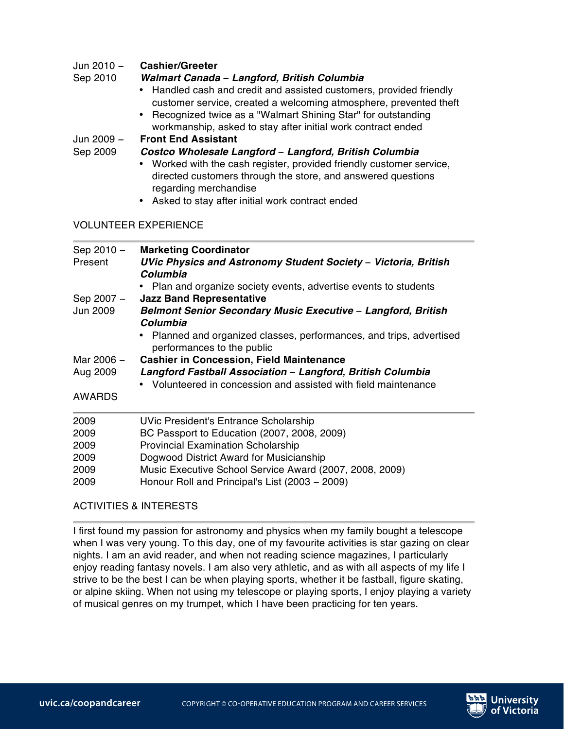Jun 2010 – Sep 2010 **Cashier/Greeter**
***Walmart Canada – Langford, British Columbia***

- Handled cash and credit and assisted customers, provided friendly customer service, created a welcoming atmosphere, prevented theft
- Recognized twice as a "Walmart Shining Star" for outstanding workmanship, asked to stay after initial work contract ended

Jun 2009 – Sep 2009 **Front End Assistant**
***Costco Wholesale Langford – Langford, British Columbia***

- Worked with the cash register, provided friendly customer service, directed customers through the store, and answered questions regarding merchandise
- Asked to stay after initial work contract ended

## VOLUNTEER EXPERIENCE

Sep 2010 – Present **Marketing Coordinator**
***UVic Physics and Astronomy Student Society – Victoria, British Columbia***

- Plan and organize society events, advertise events to students

Sep 2007 – Jun 2009 **Jazz Band Representative**
***Belmont Senior Secondary Music Executive – Langford, British Columbia***

- Planned and organized classes, performances, and trips, advertised performances to the public

Mar 2006 – Aug 2009 **Cashier in Concession, Field Maintenance**
***Langford Fastball Association – Langford, British Columbia***

- Volunteered in concession and assisted with field maintenance

## AWARDS

| | |
|---|---|
| 2009 | UVic President's Entrance Scholarship |
| 2009 | BC Passport to Education (2007, 2008, 2009) |
| 2009 | Provincial Examination Scholarship |
| 2009 | Dogwood District Award for Musicianship |
| 2009 | Music Executive School Service Award (2007, 2008, 2009) |
| 2009 | Honour Roll and Principal's List (2003 – 2009) |

## ACTIVITIES & INTERESTS

I first found my passion for astronomy and physics when my family bought a telescope when I was very young. To this day, one of my favourite activities is star gazing on clear nights. I am an avid reader, and when not reading science magazines, I particularly enjoy reading fantasy novels. I am also very athletic, and as with all aspects of my life I strive to be the best I can be when playing sports, whether it be fastball, figure skating, or alpine skiing. When not using my telescope or playing sports, I enjoy playing a variety of musical genres on my trumpet, which I have been practicing for ten years.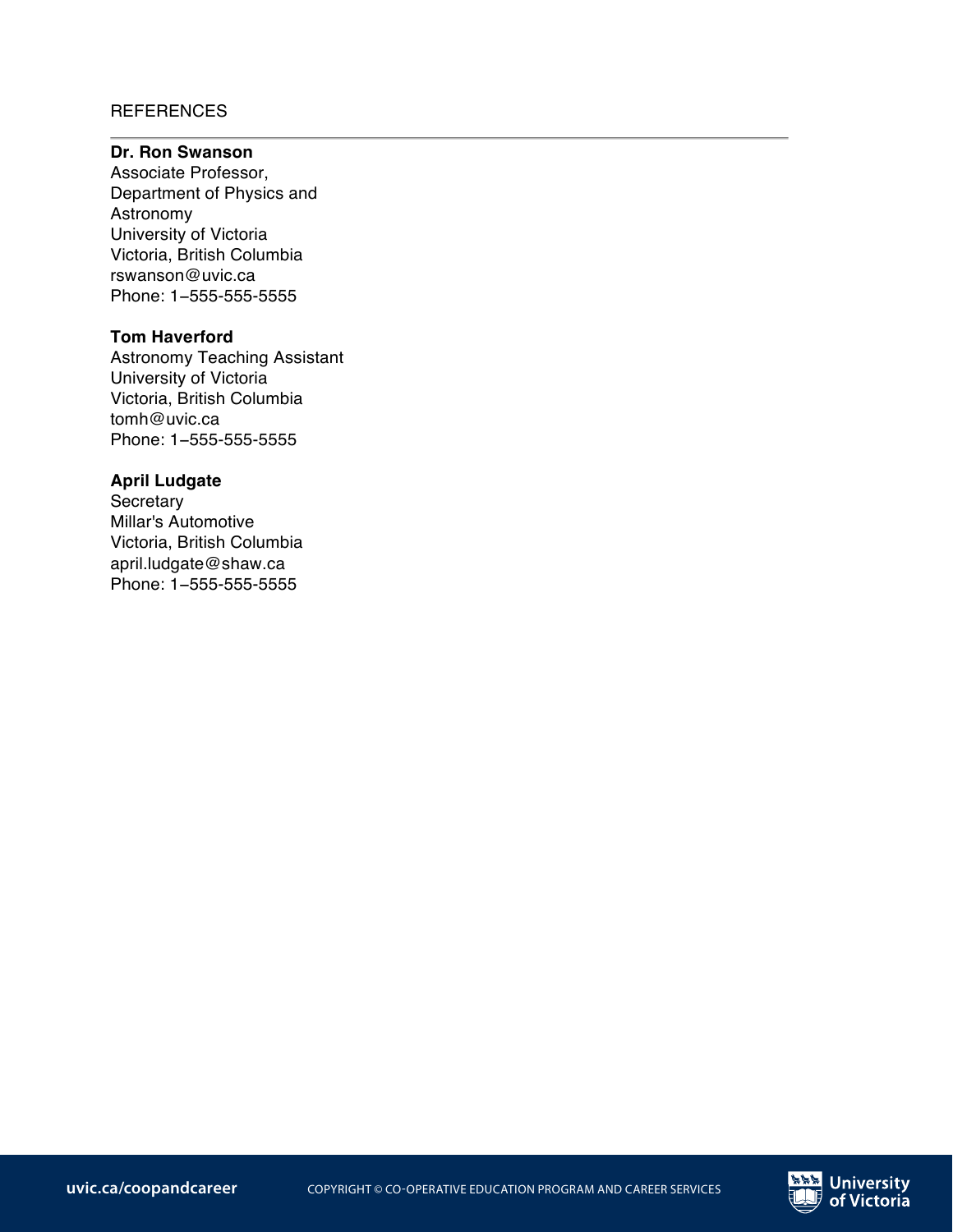REFERENCES

---

**Dr. Ron Swanson**
Associate Professor,
Department of Physics and
Astronomy
University of Victoria
Victoria, British Columbia
rswanson@uvic.ca
Phone: 1–555-555-5555

**Tom Haverford**
Astronomy Teaching Assistant
University of Victoria
Victoria, British Columbia
tomh@uvic.ca
Phone: 1–555-555-5555

**April Ludgate**
Secretary
Millar's Automotive
Victoria, British Columbia
april.ludgate@shaw.ca
Phone: 1–555-555-5555